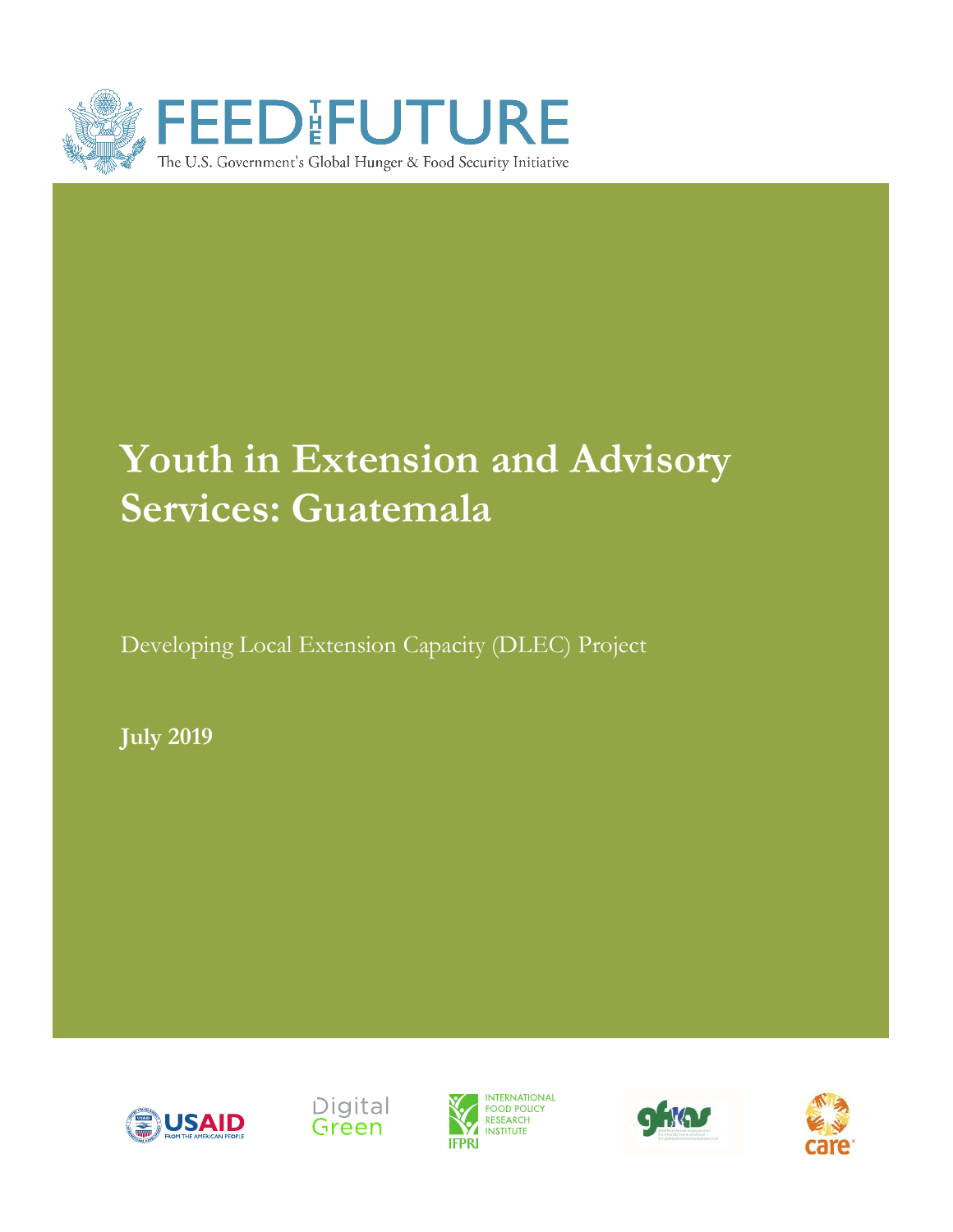FEED THE FUTURE

The U.S. Government's Global Hunger & Food Security Initiative

# Youth in Extension and Advisory Services: Guatemala

Developing Local Extension Capacity (DLEC) Project

**July 2019**

USAID FROM THE AMERICAN PEOPLE

Digital Green

INTERNATIONAL FOOD POLICY RESEARCH INSTITUTE IFPRI

gfras

care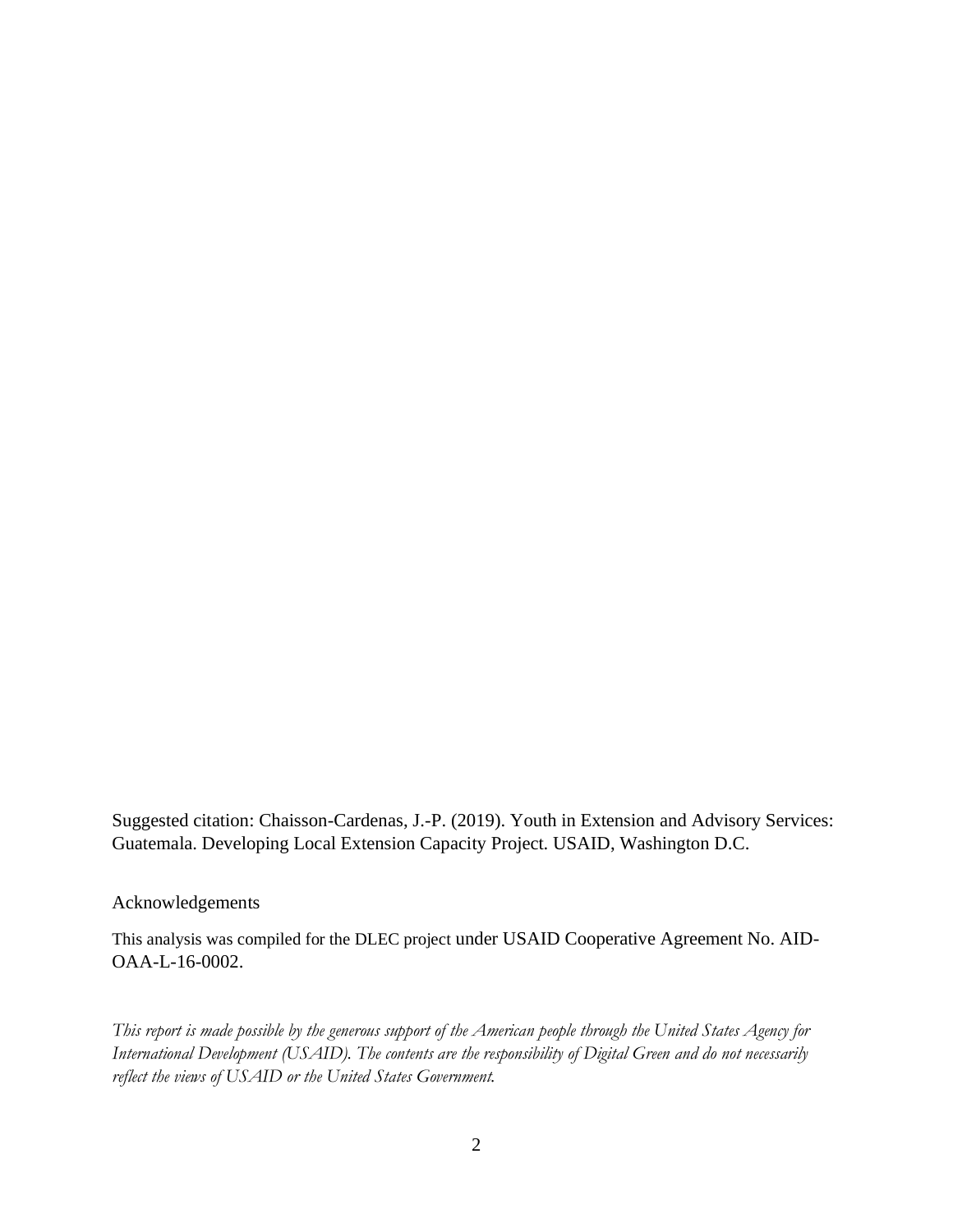Suggested citation: Chaisson-Cardenas, J.-P. (2019). Youth in Extension and Advisory Services: Guatemala. Developing Local Extension Capacity Project. USAID, Washington D.C.

Acknowledgements

This analysis was compiled for the DLEC project under USAID Cooperative Agreement No. AID-OAA-L-16-0002.

*This report is made possible by the generous support of the American people through the United States Agency for International Development (USAID). The contents are the responsibility of Digital Green and do not necessarily reflect the views of USAID or the United States Government.*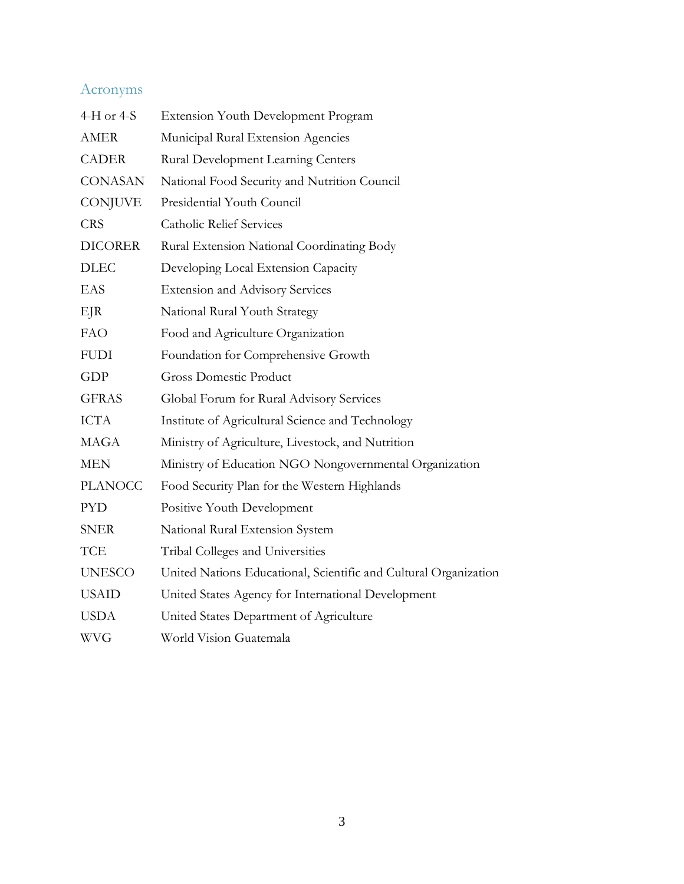## Acronyms

| | |
|---|---|
| 4-H or 4-S | Extension Youth Development Program |
| AMER | Municipal Rural Extension Agencies |
| CADER | Rural Development Learning Centers |
| CONASAN | National Food Security and Nutrition Council |
| CONJUVE | Presidential Youth Council |
| CRS | Catholic Relief Services |
| DICORER | Rural Extension National Coordinating Body |
| DLEC | Developing Local Extension Capacity |
| EAS | Extension and Advisory Services |
| EJR | National Rural Youth Strategy |
| FAO | Food and Agriculture Organization |
| FUDI | Foundation for Comprehensive Growth |
| GDP | Gross Domestic Product |
| GFRAS | Global Forum for Rural Advisory Services |
| ICTA | Institute of Agricultural Science and Technology |
| MAGA | Ministry of Agriculture, Livestock, and Nutrition |
| MEN | Ministry of Education NGO Nongovernmental Organization |
| PLANOCC | Food Security Plan for the Western Highlands |
| PYD | Positive Youth Development |
| SNER | National Rural Extension System |
| TCE | Tribal Colleges and Universities |
| UNESCO | United Nations Educational, Scientific and Cultural Organization |
| USAID | United States Agency for International Development |
| USDA | United States Department of Agriculture |
| WVG | World Vision Guatemala |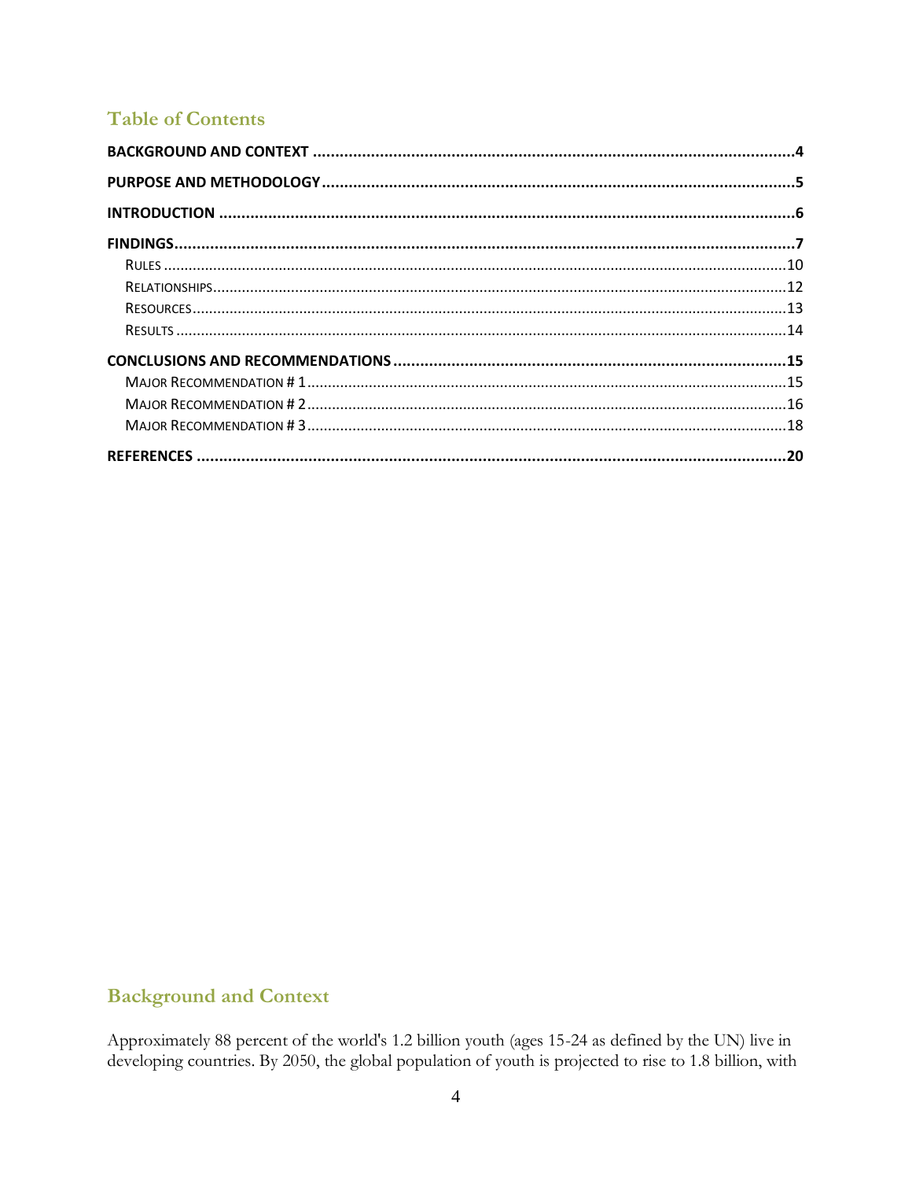## Table of Contents

**BACKGROUND AND CONTEXT** .......... **4**

**PURPOSE AND METHODOLOGY** .......... **5**

**INTRODUCTION** .......... **6**

**FINDINGS** .......... **7**

- RULES .......... 10
- RELATIONSHIPS .......... 12
- RESOURCES .......... 13
- RESULTS .......... 14

**CONCLUSIONS AND RECOMMENDATIONS** .......... **15**

- MAJOR RECOMMENDATION # 1 .......... 15
- MAJOR RECOMMENDATION # 2 .......... 16
- MAJOR RECOMMENDATION # 3 .......... 18

**REFERENCES** .......... **20**

## Background and Context

Approximately 88 percent of the world's 1.2 billion youth (ages 15-24 as defined by the UN) live in developing countries. By 2050, the global population of youth is projected to rise to 1.8 billion, with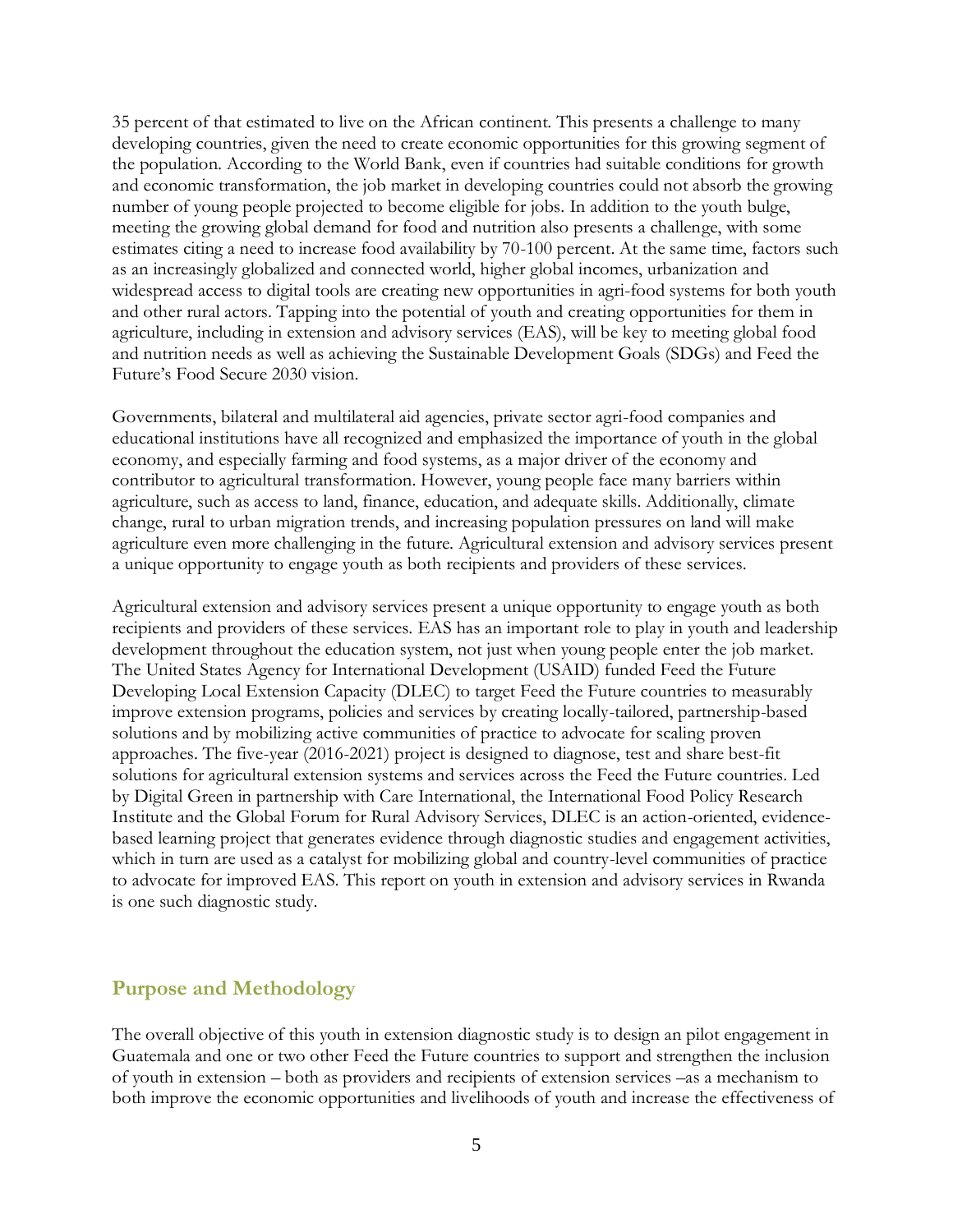35 percent of that estimated to live on the African continent. This presents a challenge to many developing countries, given the need to create economic opportunities for this growing segment of the population. According to the World Bank, even if countries had suitable conditions for growth and economic transformation, the job market in developing countries could not absorb the growing number of young people projected to become eligible for jobs. In addition to the youth bulge, meeting the growing global demand for food and nutrition also presents a challenge, with some estimates citing a need to increase food availability by 70-100 percent. At the same time, factors such as an increasingly globalized and connected world, higher global incomes, urbanization and widespread access to digital tools are creating new opportunities in agri-food systems for both youth and other rural actors. Tapping into the potential of youth and creating opportunities for them in agriculture, including in extension and advisory services (EAS), will be key to meeting global food and nutrition needs as well as achieving the Sustainable Development Goals (SDGs) and Feed the Future's Food Secure 2030 vision.

Governments, bilateral and multilateral aid agencies, private sector agri-food companies and educational institutions have all recognized and emphasized the importance of youth in the global economy, and especially farming and food systems, as a major driver of the economy and contributor to agricultural transformation. However, young people face many barriers within agriculture, such as access to land, finance, education, and adequate skills. Additionally, climate change, rural to urban migration trends, and increasing population pressures on land will make agriculture even more challenging in the future. Agricultural extension and advisory services present a unique opportunity to engage youth as both recipients and providers of these services.

Agricultural extension and advisory services present a unique opportunity to engage youth as both recipients and providers of these services. EAS has an important role to play in youth and leadership development throughout the education system, not just when young people enter the job market. The United States Agency for International Development (USAID) funded Feed the Future Developing Local Extension Capacity (DLEC) to target Feed the Future countries to measurably improve extension programs, policies and services by creating locally-tailored, partnership-based solutions and by mobilizing active communities of practice to advocate for scaling proven approaches. The five-year (2016-2021) project is designed to diagnose, test and share best-fit solutions for agricultural extension systems and services across the Feed the Future countries. Led by Digital Green in partnership with Care International, the International Food Policy Research Institute and the Global Forum for Rural Advisory Services, DLEC is an action-oriented, evidence-based learning project that generates evidence through diagnostic studies and engagement activities, which in turn are used as a catalyst for mobilizing global and country-level communities of practice to advocate for improved EAS. This report on youth in extension and advisory services in Rwanda is one such diagnostic study.

## Purpose and Methodology

The overall objective of this youth in extension diagnostic study is to design an pilot engagement in Guatemala and one or two other Feed the Future countries to support and strengthen the inclusion of youth in extension – both as providers and recipients of extension services –as a mechanism to both improve the economic opportunities and livelihoods of youth and increase the effectiveness of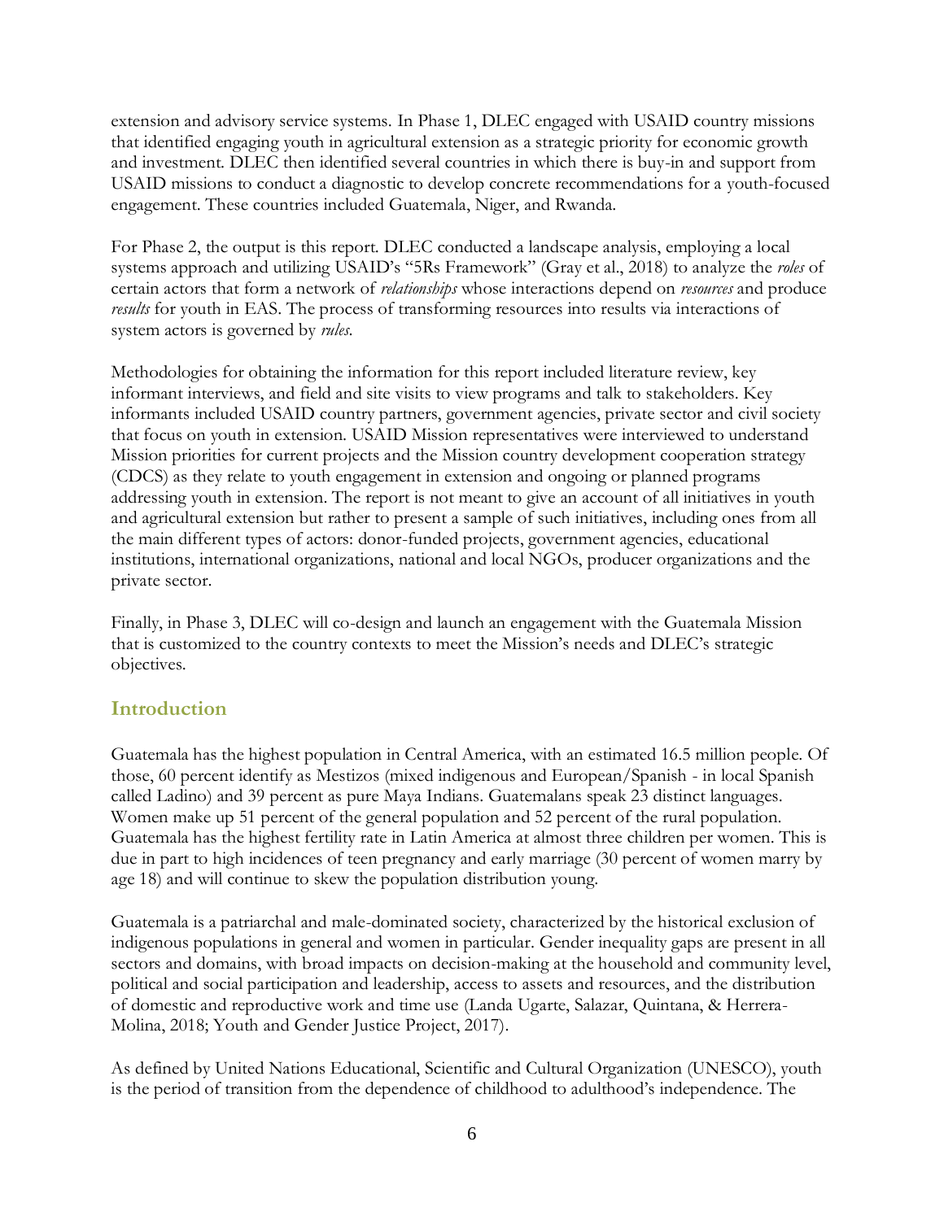extension and advisory service systems. In Phase 1, DLEC engaged with USAID country missions that identified engaging youth in agricultural extension as a strategic priority for economic growth and investment. DLEC then identified several countries in which there is buy-in and support from USAID missions to conduct a diagnostic to develop concrete recommendations for a youth-focused engagement. These countries included Guatemala, Niger, and Rwanda.

For Phase 2, the output is this report. DLEC conducted a landscape analysis, employing a local systems approach and utilizing USAID's "5Rs Framework" (Gray et al., 2018) to analyze the *roles* of certain actors that form a network of *relationships* whose interactions depend on *resources* and produce *results* for youth in EAS. The process of transforming resources into results via interactions of system actors is governed by *rules*.

Methodologies for obtaining the information for this report included literature review, key informant interviews, and field and site visits to view programs and talk to stakeholders. Key informants included USAID country partners, government agencies, private sector and civil society that focus on youth in extension. USAID Mission representatives were interviewed to understand Mission priorities for current projects and the Mission country development cooperation strategy (CDCS) as they relate to youth engagement in extension and ongoing or planned programs addressing youth in extension. The report is not meant to give an account of all initiatives in youth and agricultural extension but rather to present a sample of such initiatives, including ones from all the main different types of actors: donor-funded projects, government agencies, educational institutions, international organizations, national and local NGOs, producer organizations and the private sector.

Finally, in Phase 3, DLEC will co-design and launch an engagement with the Guatemala Mission that is customized to the country contexts to meet the Mission's needs and DLEC's strategic objectives.

## Introduction

Guatemala has the highest population in Central America, with an estimated 16.5 million people. Of those, 60 percent identify as Mestizos (mixed indigenous and European/Spanish - in local Spanish called Ladino) and 39 percent as pure Maya Indians. Guatemalans speak 23 distinct languages. Women make up 51 percent of the general population and 52 percent of the rural population. Guatemala has the highest fertility rate in Latin America at almost three children per women. This is due in part to high incidences of teen pregnancy and early marriage (30 percent of women marry by age 18) and will continue to skew the population distribution young.

Guatemala is a patriarchal and male-dominated society, characterized by the historical exclusion of indigenous populations in general and women in particular. Gender inequality gaps are present in all sectors and domains, with broad impacts on decision-making at the household and community level, political and social participation and leadership, access to assets and resources, and the distribution of domestic and reproductive work and time use (Landa Ugarte, Salazar, Quintana, & Herrera-Molina, 2018; Youth and Gender Justice Project, 2017).

As defined by United Nations Educational, Scientific and Cultural Organization (UNESCO), youth is the period of transition from the dependence of childhood to adulthood's independence. The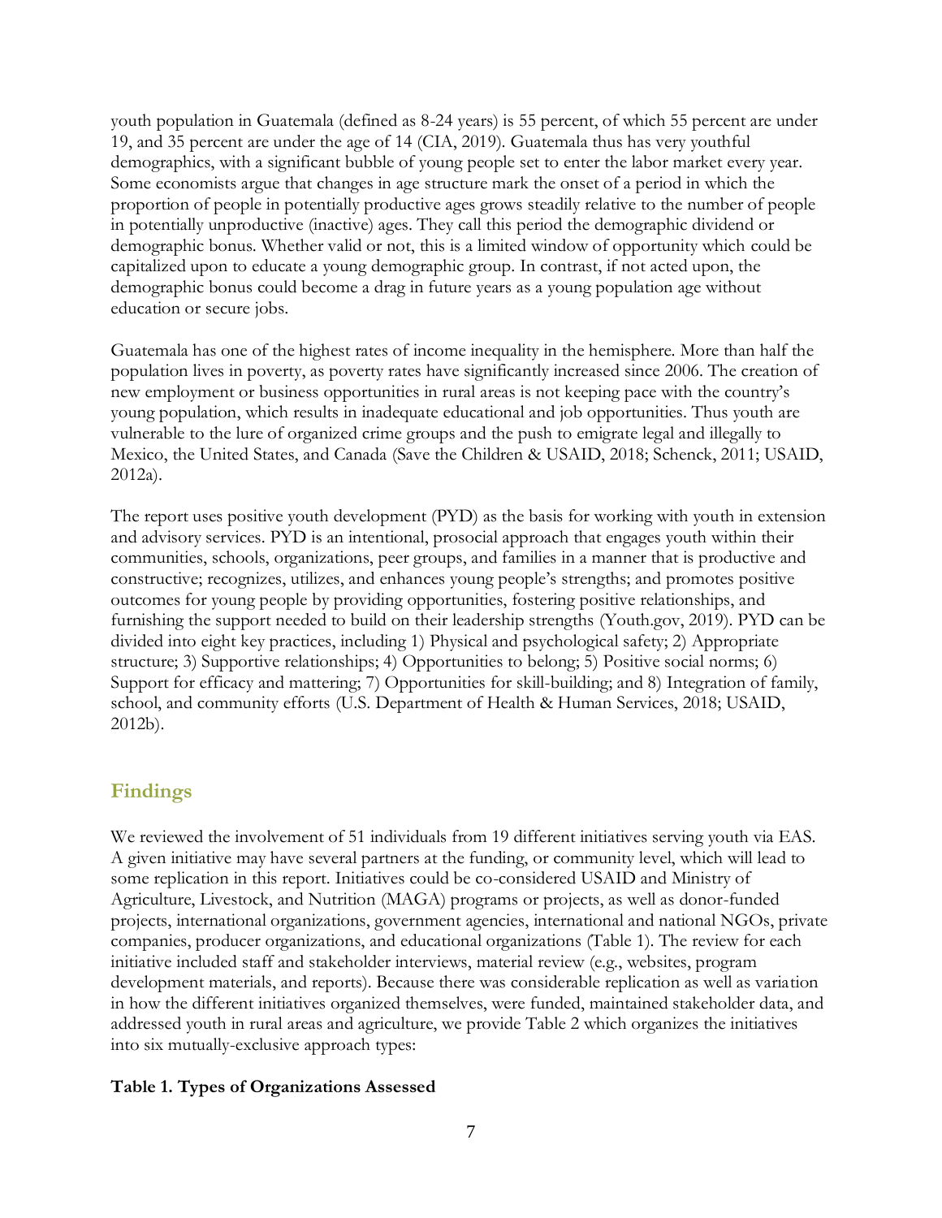youth population in Guatemala (defined as 8-24 years) is 55 percent, of which 55 percent are under 19, and 35 percent are under the age of 14 (CIA, 2019). Guatemala thus has very youthful demographics, with a significant bubble of young people set to enter the labor market every year. Some economists argue that changes in age structure mark the onset of a period in which the proportion of people in potentially productive ages grows steadily relative to the number of people in potentially unproductive (inactive) ages. They call this period the demographic dividend or demographic bonus. Whether valid or not, this is a limited window of opportunity which could be capitalized upon to educate a young demographic group. In contrast, if not acted upon, the demographic bonus could become a drag in future years as a young population age without education or secure jobs.

Guatemala has one of the highest rates of income inequality in the hemisphere. More than half the population lives in poverty, as poverty rates have significantly increased since 2006. The creation of new employment or business opportunities in rural areas is not keeping pace with the country's young population, which results in inadequate educational and job opportunities. Thus youth are vulnerable to the lure of organized crime groups and the push to emigrate legal and illegally to Mexico, the United States, and Canada (Save the Children & USAID, 2018; Schenck, 2011; USAID, 2012a).

The report uses positive youth development (PYD) as the basis for working with youth in extension and advisory services. PYD is an intentional, prosocial approach that engages youth within their communities, schools, organizations, peer groups, and families in a manner that is productive and constructive; recognizes, utilizes, and enhances young people's strengths; and promotes positive outcomes for young people by providing opportunities, fostering positive relationships, and furnishing the support needed to build on their leadership strengths (Youth.gov, 2019). PYD can be divided into eight key practices, including 1) Physical and psychological safety; 2) Appropriate structure; 3) Supportive relationships; 4) Opportunities to belong; 5) Positive social norms; 6) Support for efficacy and mattering; 7) Opportunities for skill-building; and 8) Integration of family, school, and community efforts (U.S. Department of Health & Human Services, 2018; USAID, 2012b).

## Findings

We reviewed the involvement of 51 individuals from 19 different initiatives serving youth via EAS. A given initiative may have several partners at the funding, or community level, which will lead to some replication in this report. Initiatives could be co-considered USAID and Ministry of Agriculture, Livestock, and Nutrition (MAGA) programs or projects, as well as donor-funded projects, international organizations, government agencies, international and national NGOs, private companies, producer organizations, and educational organizations (Table 1). The review for each initiative included staff and stakeholder interviews, material review (e.g., websites, program development materials, and reports). Because there was considerable replication as well as variation in how the different initiatives organized themselves, were funded, maintained stakeholder data, and addressed youth in rural areas and agriculture, we provide Table 2 which organizes the initiatives into six mutually-exclusive approach types:

**Table 1. Types of Organizations Assessed**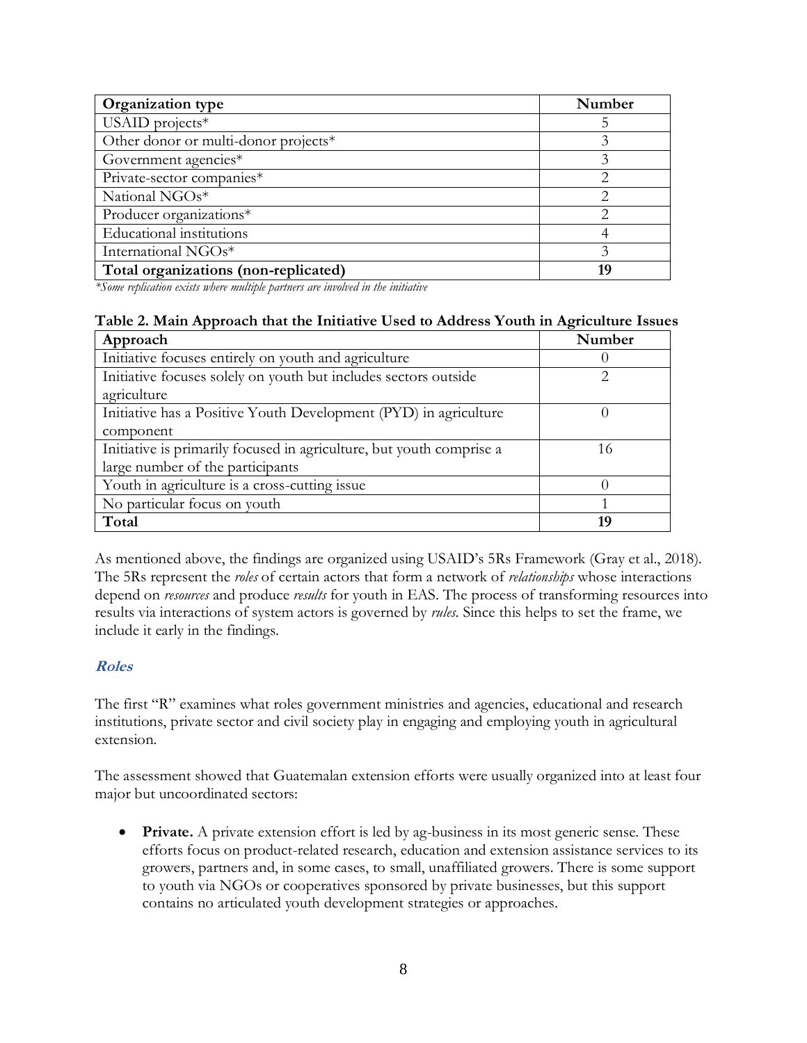| Organization type | Number |
|---|---|
| USAID projects* | 5 |
| Other donor or multi-donor projects* | 3 |
| Government agencies* | 3 |
| Private-sector companies* | 2 |
| National NGOs* | 2 |
| Producer organizations* | 2 |
| Educational institutions | 4 |
| International NGOs* | 3 |
| **Total organizations (non-replicated)** | **19** |

*\*Some replication exists where multiple partners are involved in the initiative*

**Table 2. Main Approach that the Initiative Used to Address Youth in Agriculture Issues**

| Approach | Number |
|---|---|
| Initiative focuses entirely on youth and agriculture | 0 |
| Initiative focuses solely on youth but includes sectors outside agriculture | 2 |
| Initiative has a Positive Youth Development (PYD) in agriculture component | 0 |
| Initiative is primarily focused in agriculture, but youth comprise a large number of the participants | 16 |
| Youth in agriculture is a cross-cutting issue | 0 |
| No particular focus on youth | 1 |
| **Total** | **19** |

As mentioned above, the findings are organized using USAID's 5Rs Framework (Gray et al., 2018). The 5Rs represent the *roles* of certain actors that form a network of *relationships* whose interactions depend on *resources* and produce *results* for youth in EAS. The process of transforming resources into results via interactions of system actors is governed by *rules*. Since this helps to set the frame, we include it early in the findings.

### Roles

The first "R" examines what roles government ministries and agencies, educational and research institutions, private sector and civil society play in engaging and employing youth in agricultural extension.

The assessment showed that Guatemalan extension efforts were usually organized into at least four major but uncoordinated sectors:

- **Private.** A private extension effort is led by ag-business in its most generic sense. These efforts focus on product-related research, education and extension assistance services to its growers, partners and, in some cases, to small, unaffiliated growers. There is some support to youth via NGOs or cooperatives sponsored by private businesses, but this support contains no articulated youth development strategies or approaches.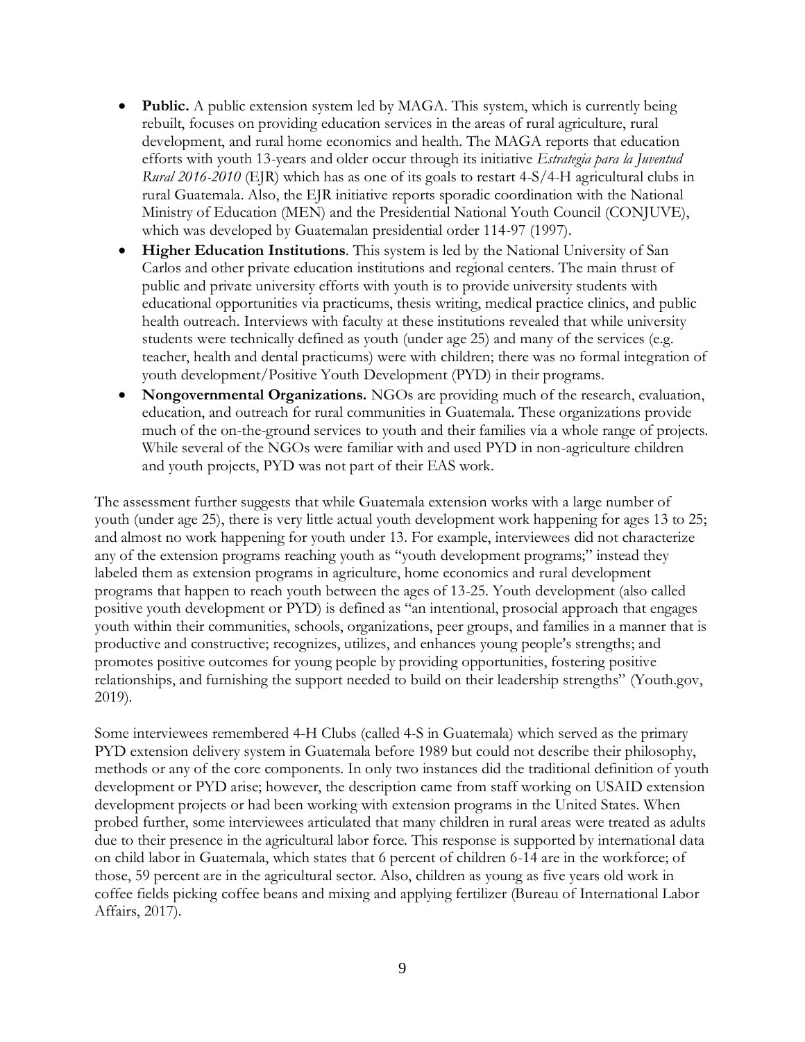- **Public.** A public extension system led by MAGA. This system, which is currently being rebuilt, focuses on providing education services in the areas of rural agriculture, rural development, and rural home economics and health. The MAGA reports that education efforts with youth 13-years and older occur through its initiative *Estrategia para la Juventud Rural 2016-2010* (EJR) which has as one of its goals to restart 4-S/4-H agricultural clubs in rural Guatemala. Also, the EJR initiative reports sporadic coordination with the National Ministry of Education (MEN) and the Presidential National Youth Council (CONJUVE), which was developed by Guatemalan presidential order 114-97 (1997).
- **Higher Education Institutions**. This system is led by the National University of San Carlos and other private education institutions and regional centers. The main thrust of public and private university efforts with youth is to provide university students with educational opportunities via practicums, thesis writing, medical practice clinics, and public health outreach. Interviews with faculty at these institutions revealed that while university students were technically defined as youth (under age 25) and many of the services (e.g. teacher, health and dental practicums) were with children; there was no formal integration of youth development/Positive Youth Development (PYD) in their programs.
- **Nongovernmental Organizations.** NGOs are providing much of the research, evaluation, education, and outreach for rural communities in Guatemala. These organizations provide much of the on-the-ground services to youth and their families via a whole range of projects. While several of the NGOs were familiar with and used PYD in non-agriculture children and youth projects, PYD was not part of their EAS work.

The assessment further suggests that while Guatemala extension works with a large number of youth (under age 25), there is very little actual youth development work happening for ages 13 to 25; and almost no work happening for youth under 13. For example, interviewees did not characterize any of the extension programs reaching youth as "youth development programs;" instead they labeled them as extension programs in agriculture, home economics and rural development programs that happen to reach youth between the ages of 13-25. Youth development (also called positive youth development or PYD) is defined as "an intentional, prosocial approach that engages youth within their communities, schools, organizations, peer groups, and families in a manner that is productive and constructive; recognizes, utilizes, and enhances young people's strengths; and promotes positive outcomes for young people by providing opportunities, fostering positive relationships, and furnishing the support needed to build on their leadership strengths" (Youth.gov, 2019).

Some interviewees remembered 4-H Clubs (called 4-S in Guatemala) which served as the primary PYD extension delivery system in Guatemala before 1989 but could not describe their philosophy, methods or any of the core components. In only two instances did the traditional definition of youth development or PYD arise; however, the description came from staff working on USAID extension development projects or had been working with extension programs in the United States. When probed further, some interviewees articulated that many children in rural areas were treated as adults due to their presence in the agricultural labor force. This response is supported by international data on child labor in Guatemala, which states that 6 percent of children 6-14 are in the workforce; of those, 59 percent are in the agricultural sector. Also, children as young as five years old work in coffee fields picking coffee beans and mixing and applying fertilizer (Bureau of International Labor Affairs, 2017).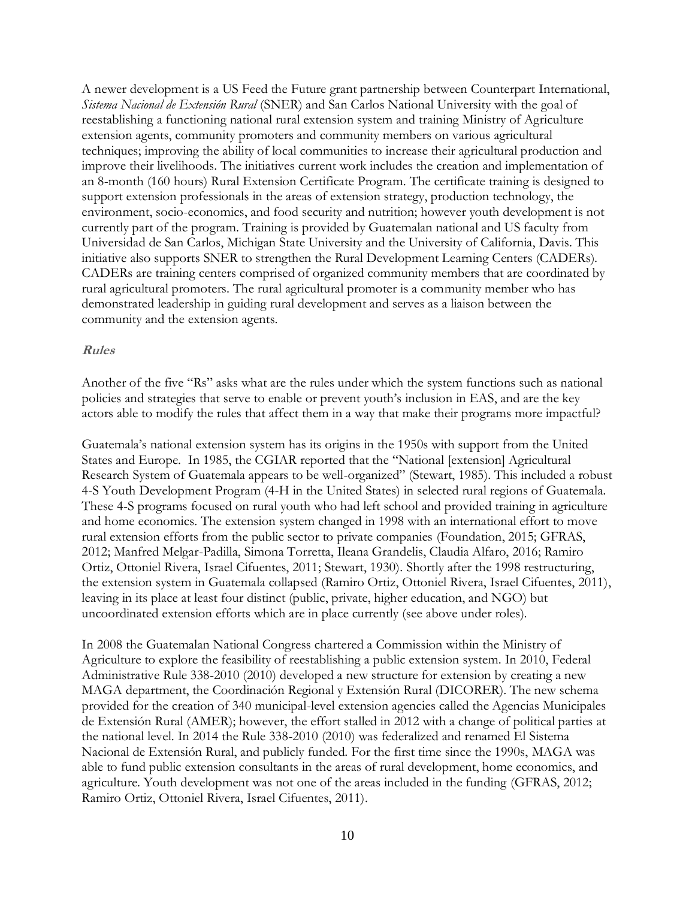A newer development is a US Feed the Future grant partnership between Counterpart International, *Sistema Nacional de Extensión Rural* (SNER) and San Carlos National University with the goal of reestablishing a functioning national rural extension system and training Ministry of Agriculture extension agents, community promoters and community members on various agricultural techniques; improving the ability of local communities to increase their agricultural production and improve their livelihoods. The initiatives current work includes the creation and implementation of an 8-month (160 hours) Rural Extension Certificate Program. The certificate training is designed to support extension professionals in the areas of extension strategy, production technology, the environment, socio-economics, and food security and nutrition; however youth development is not currently part of the program. Training is provided by Guatemalan national and US faculty from Universidad de San Carlos, Michigan State University and the University of California, Davis. This initiative also supports SNER to strengthen the Rural Development Learning Centers (CADERs). CADERs are training centers comprised of organized community members that are coordinated by rural agricultural promoters. The rural agricultural promoter is a community member who has demonstrated leadership in guiding rural development and serves as a liaison between the community and the extension agents.

### *Rules*

Another of the five "Rs" asks what are the rules under which the system functions such as national policies and strategies that serve to enable or prevent youth's inclusion in EAS, and are the key actors able to modify the rules that affect them in a way that make their programs more impactful?

Guatemala's national extension system has its origins in the 1950s with support from the United States and Europe. In 1985, the CGIAR reported that the "National [extension] Agricultural Research System of Guatemala appears to be well-organized" (Stewart, 1985). This included a robust 4-S Youth Development Program (4-H in the United States) in selected rural regions of Guatemala. These 4-S programs focused on rural youth who had left school and provided training in agriculture and home economics. The extension system changed in 1998 with an international effort to move rural extension efforts from the public sector to private companies (Foundation, 2015; GFRAS, 2012; Manfred Melgar-Padilla, Simona Torretta, Ileana Grandelis, Claudia Alfaro, 2016; Ramiro Ortiz, Ottoniel Rivera, Israel Cifuentes, 2011; Stewart, 1930). Shortly after the 1998 restructuring, the extension system in Guatemala collapsed (Ramiro Ortiz, Ottoniel Rivera, Israel Cifuentes, 2011), leaving in its place at least four distinct (public, private, higher education, and NGO) but uncoordinated extension efforts which are in place currently (see above under roles).

In 2008 the Guatemalan National Congress chartered a Commission within the Ministry of Agriculture to explore the feasibility of reestablishing a public extension system. In 2010, Federal Administrative Rule 338-2010 (2010) developed a new structure for extension by creating a new MAGA department, the Coordinación Regional y Extensión Rural (DICORER). The new schema provided for the creation of 340 municipal-level extension agencies called the Agencias Municipales de Extensión Rural (AMER); however, the effort stalled in 2012 with a change of political parties at the national level. In 2014 the Rule 338-2010 (2010) was federalized and renamed El Sistema Nacional de Extensión Rural, and publicly funded. For the first time since the 1990s, MAGA was able to fund public extension consultants in the areas of rural development, home economics, and agriculture. Youth development was not one of the areas included in the funding (GFRAS, 2012; Ramiro Ortiz, Ottoniel Rivera, Israel Cifuentes, 2011).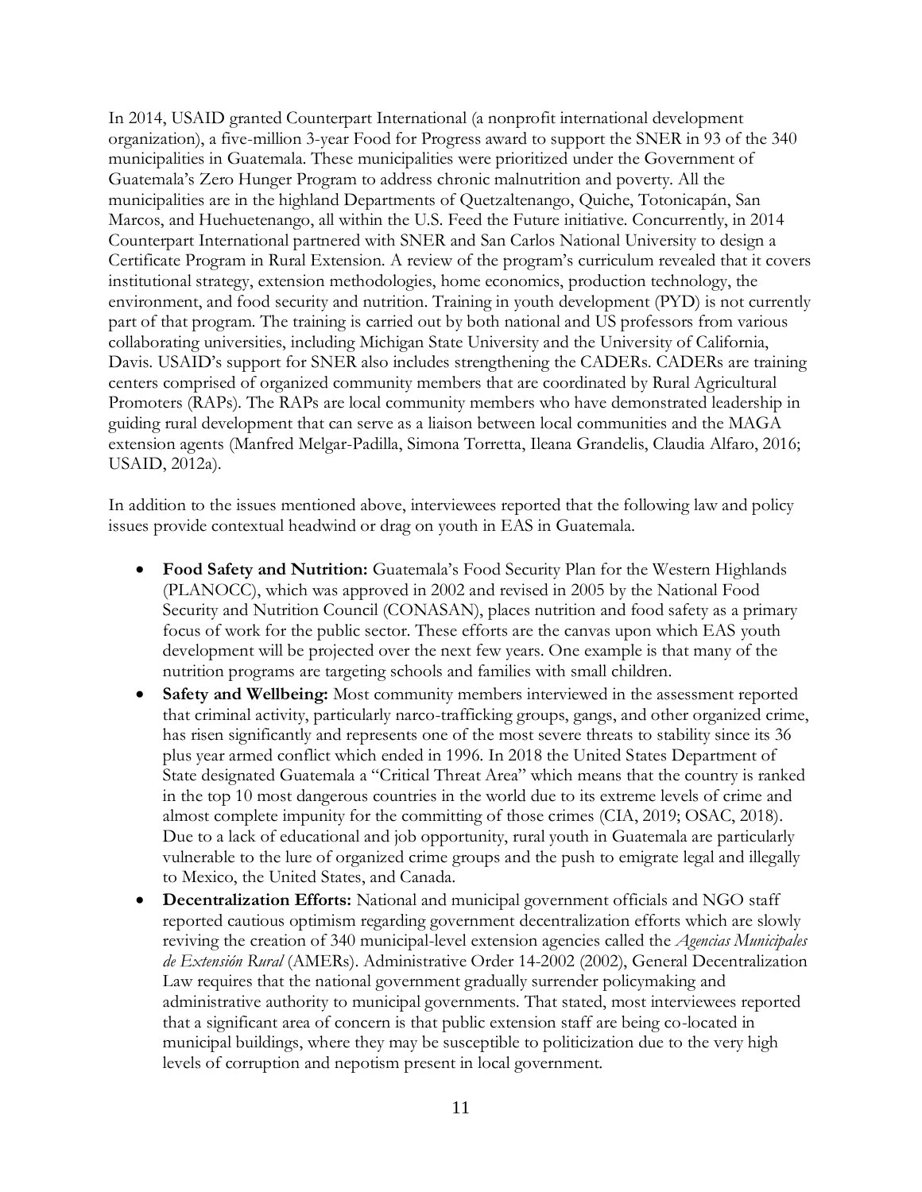In 2014, USAID granted Counterpart International (a nonprofit international development organization), a five-million 3-year Food for Progress award to support the SNER in 93 of the 340 municipalities in Guatemala. These municipalities were prioritized under the Government of Guatemala's Zero Hunger Program to address chronic malnutrition and poverty. All the municipalities are in the highland Departments of Quetzaltenango, Quiche, Totonicapán, San Marcos, and Huehuetenango, all within the U.S. Feed the Future initiative. Concurrently, in 2014 Counterpart International partnered with SNER and San Carlos National University to design a Certificate Program in Rural Extension. A review of the program's curriculum revealed that it covers institutional strategy, extension methodologies, home economics, production technology, the environment, and food security and nutrition. Training in youth development (PYD) is not currently part of that program. The training is carried out by both national and US professors from various collaborating universities, including Michigan State University and the University of California, Davis. USAID's support for SNER also includes strengthening the CADERs. CADERs are training centers comprised of organized community members that are coordinated by Rural Agricultural Promoters (RAPs). The RAPs are local community members who have demonstrated leadership in guiding rural development that can serve as a liaison between local communities and the MAGA extension agents (Manfred Melgar-Padilla, Simona Torretta, Ileana Grandelis, Claudia Alfaro, 2016; USAID, 2012a).

In addition to the issues mentioned above, interviewees reported that the following law and policy issues provide contextual headwind or drag on youth in EAS in Guatemala.

- **Food Safety and Nutrition:** Guatemala's Food Security Plan for the Western Highlands (PLANOCC), which was approved in 2002 and revised in 2005 by the National Food Security and Nutrition Council (CONASAN), places nutrition and food safety as a primary focus of work for the public sector. These efforts are the canvas upon which EAS youth development will be projected over the next few years. One example is that many of the nutrition programs are targeting schools and families with small children.
- **Safety and Wellbeing:** Most community members interviewed in the assessment reported that criminal activity, particularly narco-trafficking groups, gangs, and other organized crime, has risen significantly and represents one of the most severe threats to stability since its 36 plus year armed conflict which ended in 1996. In 2018 the United States Department of State designated Guatemala a "Critical Threat Area" which means that the country is ranked in the top 10 most dangerous countries in the world due to its extreme levels of crime and almost complete impunity for the committing of those crimes (CIA, 2019; OSAC, 2018). Due to a lack of educational and job opportunity, rural youth in Guatemala are particularly vulnerable to the lure of organized crime groups and the push to emigrate legal and illegally to Mexico, the United States, and Canada.
- **Decentralization Efforts:** National and municipal government officials and NGO staff reported cautious optimism regarding government decentralization efforts which are slowly reviving the creation of 340 municipal-level extension agencies called the *Agencias Municipales de Extensión Rural* (AMERs). Administrative Order 14-2002 (2002), General Decentralization Law requires that the national government gradually surrender policymaking and administrative authority to municipal governments. That stated, most interviewees reported that a significant area of concern is that public extension staff are being co-located in municipal buildings, where they may be susceptible to politicization due to the very high levels of corruption and nepotism present in local government.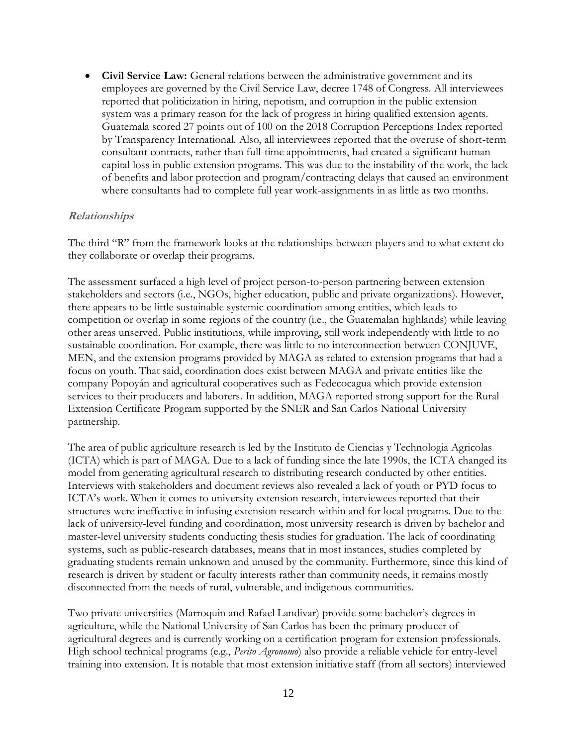- **Civil Service Law:** General relations between the administrative government and its employees are governed by the Civil Service Law, decree 1748 of Congress. All interviewees reported that politicization in hiring, nepotism, and corruption in the public extension system was a primary reason for the lack of progress in hiring qualified extension agents. Guatemala scored 27 points out of 100 on the 2018 Corruption Perceptions Index reported by Transparency International. Also, all interviewees reported that the overuse of short-term consultant contracts, rather than full-time appointments, had created a significant human capital loss in public extension programs. This was due to the instability of the work, the lack of benefits and labor protection and program/contracting delays that caused an environment where consultants had to complete full year work-assignments in as little as two months.

***Relationships***

The third "R" from the framework looks at the relationships between players and to what extent do they collaborate or overlap their programs.

The assessment surfaced a high level of project person-to-person partnering between extension stakeholders and sectors (i.e., NGOs, higher education, public and private organizations). However, there appears to be little sustainable systemic coordination among entities, which leads to competition or overlap in some regions of the country (i.e., the Guatemalan highlands) while leaving other areas unserved. Public institutions, while improving, still work independently with little to no sustainable coordination. For example, there was little to no interconnection between CONJUVE, MEN, and the extension programs provided by MAGA as related to extension programs that had a focus on youth. That said, coordination does exist between MAGA and private entities like the company Popoyán and agricultural cooperatives such as Fedecocagua which provide extension services to their producers and laborers. In addition, MAGA reported strong support for the Rural Extension Certificate Program supported by the SNER and San Carlos National University partnership.

The area of public agriculture research is led by the Instituto de Ciencias y Technologia Agricolas (ICTA) which is part of MAGA. Due to a lack of funding since the late 1990s, the ICTA changed its model from generating agricultural research to distributing research conducted by other entities. Interviews with stakeholders and document reviews also revealed a lack of youth or PYD focus to ICTA's work. When it comes to university extension research, interviewees reported that their structures were ineffective in infusing extension research within and for local programs. Due to the lack of university-level funding and coordination, most university research is driven by bachelor and master-level university students conducting thesis studies for graduation. The lack of coordinating systems, such as public-research databases, means that in most instances, studies completed by graduating students remain unknown and unused by the community. Furthermore, since this kind of research is driven by student or faculty interests rather than community needs, it remains mostly disconnected from the needs of rural, vulnerable, and indigenous communities.

Two private universities (Marroquin and Rafael Landivar) provide some bachelor's degrees in agriculture, while the National University of San Carlos has been the primary producer of agricultural degrees and is currently working on a certification program for extension professionals. High school technical programs (e.g., *Perito Agronomo*) also provide a reliable vehicle for entry-level training into extension. It is notable that most extension initiative staff (from all sectors) interviewed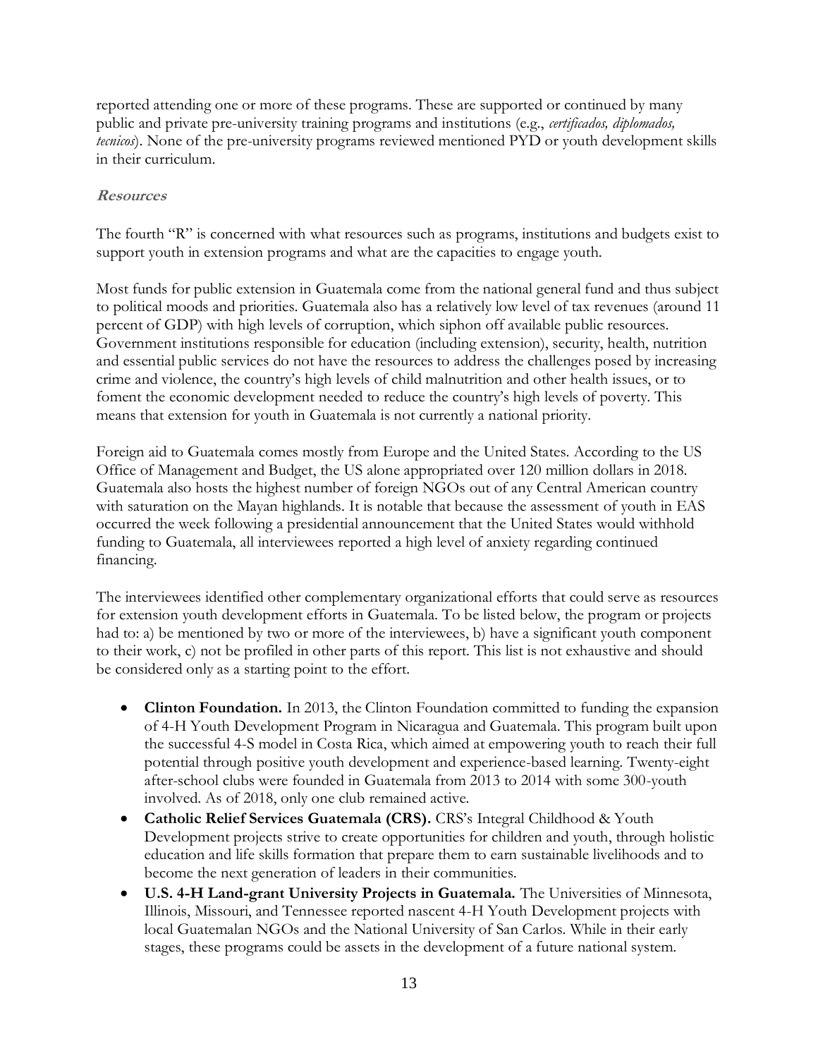reported attending one or more of these programs. These are supported or continued by many public and private pre-university training programs and institutions (e.g., *certificados, diplomados, tecnicos*). None of the pre-university programs reviewed mentioned PYD or youth development skills in their curriculum.

### *Resources*

The fourth "R" is concerned with what resources such as programs, institutions and budgets exist to support youth in extension programs and what are the capacities to engage youth.

Most funds for public extension in Guatemala come from the national general fund and thus subject to political moods and priorities. Guatemala also has a relatively low level of tax revenues (around 11 percent of GDP) with high levels of corruption, which siphon off available public resources. Government institutions responsible for education (including extension), security, health, nutrition and essential public services do not have the resources to address the challenges posed by increasing crime and violence, the country's high levels of child malnutrition and other health issues, or to foment the economic development needed to reduce the country's high levels of poverty. This means that extension for youth in Guatemala is not currently a national priority.

Foreign aid to Guatemala comes mostly from Europe and the United States. According to the US Office of Management and Budget, the US alone appropriated over 120 million dollars in 2018. Guatemala also hosts the highest number of foreign NGOs out of any Central American country with saturation on the Mayan highlands. It is notable that because the assessment of youth in EAS occurred the week following a presidential announcement that the United States would withhold funding to Guatemala, all interviewees reported a high level of anxiety regarding continued financing.

The interviewees identified other complementary organizational efforts that could serve as resources for extension youth development efforts in Guatemala. To be listed below, the program or projects had to: a) be mentioned by two or more of the interviewees, b) have a significant youth component to their work, c) not be profiled in other parts of this report. This list is not exhaustive and should be considered only as a starting point to the effort.

- **Clinton Foundation.** In 2013, the Clinton Foundation committed to funding the expansion of 4-H Youth Development Program in Nicaragua and Guatemala. This program built upon the successful 4-S model in Costa Rica, which aimed at empowering youth to reach their full potential through positive youth development and experience-based learning. Twenty-eight after-school clubs were founded in Guatemala from 2013 to 2014 with some 300-youth involved. As of 2018, only one club remained active.
- **Catholic Relief Services Guatemala (CRS).** CRS's Integral Childhood & Youth Development projects strive to create opportunities for children and youth, through holistic education and life skills formation that prepare them to earn sustainable livelihoods and to become the next generation of leaders in their communities.
- **U.S. 4-H Land-grant University Projects in Guatemala.** The Universities of Minnesota, Illinois, Missouri, and Tennessee reported nascent 4-H Youth Development projects with local Guatemalan NGOs and the National University of San Carlos. While in their early stages, these programs could be assets in the development of a future national system.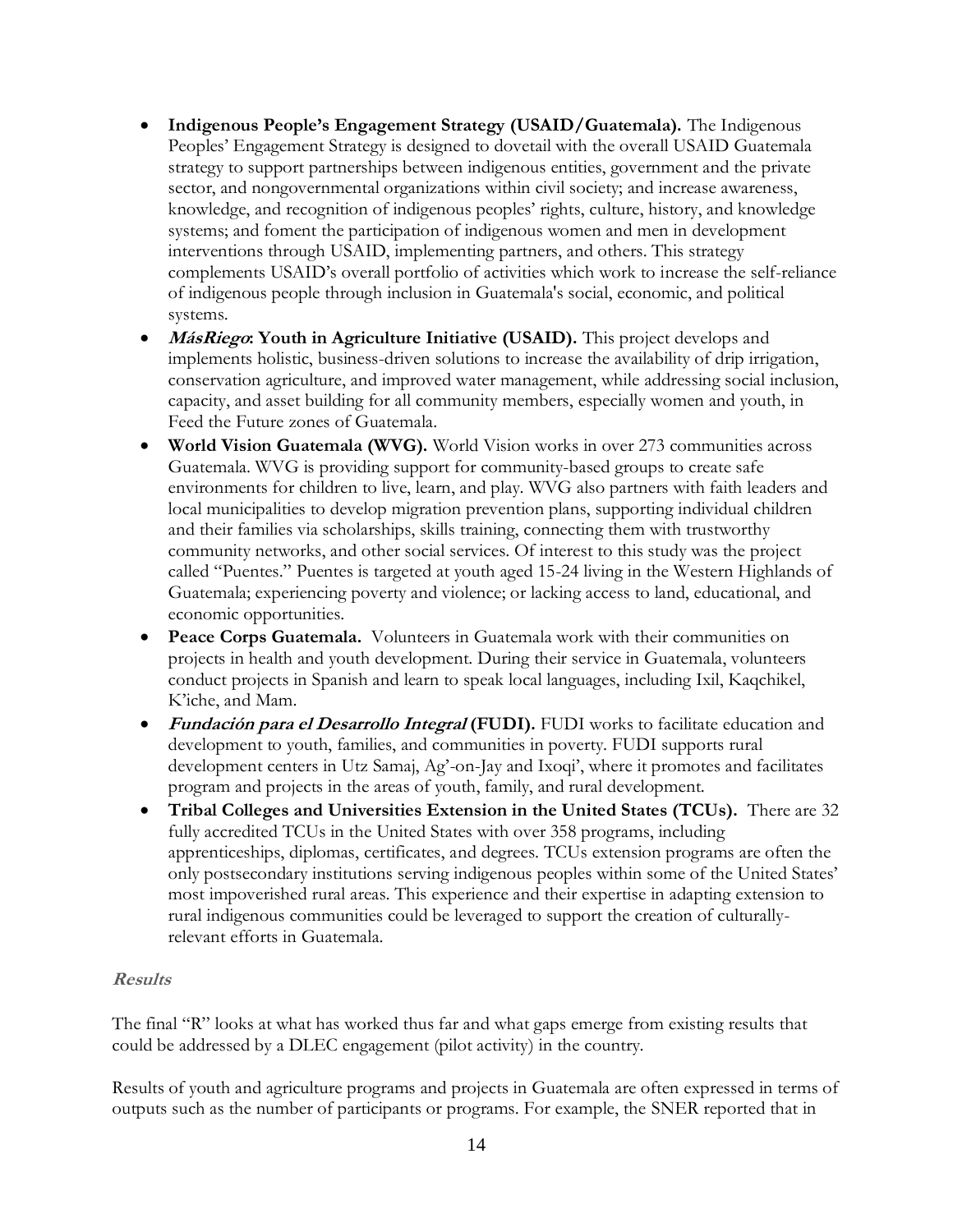- **Indigenous People's Engagement Strategy (USAID/Guatemala).** The Indigenous Peoples' Engagement Strategy is designed to dovetail with the overall USAID Guatemala strategy to support partnerships between indigenous entities, government and the private sector, and nongovernmental organizations within civil society; and increase awareness, knowledge, and recognition of indigenous peoples' rights, culture, history, and knowledge systems; and foment the participation of indigenous women and men in development interventions through USAID, implementing partners, and others. This strategy complements USAID's overall portfolio of activities which work to increase the self-reliance of indigenous people through inclusion in Guatemala's social, economic, and political systems.
- ***MásRiego*: Youth in Agriculture Initiative (USAID).** This project develops and implements holistic, business-driven solutions to increase the availability of drip irrigation, conservation agriculture, and improved water management, while addressing social inclusion, capacity, and asset building for all community members, especially women and youth, in Feed the Future zones of Guatemala.
- **World Vision Guatemala (WVG).** World Vision works in over 273 communities across Guatemala. WVG is providing support for community-based groups to create safe environments for children to live, learn, and play. WVG also partners with faith leaders and local municipalities to develop migration prevention plans, supporting individual children and their families via scholarships, skills training, connecting them with trustworthy community networks, and other social services. Of interest to this study was the project called "Puentes." Puentes is targeted at youth aged 15-24 living in the Western Highlands of Guatemala; experiencing poverty and violence; or lacking access to land, educational, and economic opportunities.
- **Peace Corps Guatemala.** Volunteers in Guatemala work with their communities on projects in health and youth development. During their service in Guatemala, volunteers conduct projects in Spanish and learn to speak local languages, including Ixil, Kaqchikel, K'iche, and Mam.
- ***Fundación para el Desarrollo Integral* (FUDI).** FUDI works to facilitate education and development to youth, families, and communities in poverty. FUDI supports rural development centers in Utz Samaj, Ag'-on-Jay and Ixoqi', where it promotes and facilitates program and projects in the areas of youth, family, and rural development.
- **Tribal Colleges and Universities Extension in the United States (TCUs).** There are 32 fully accredited TCUs in the United States with over 358 programs, including apprenticeships, diplomas, certificates, and degrees. TCUs extension programs are often the only postsecondary institutions serving indigenous peoples within some of the United States' most impoverished rural areas. This experience and their expertise in adapting extension to rural indigenous communities could be leveraged to support the creation of culturally-relevant efforts in Guatemala.

### *Results*

The final "R" looks at what has worked thus far and what gaps emerge from existing results that could be addressed by a DLEC engagement (pilot activity) in the country.

Results of youth and agriculture programs and projects in Guatemala are often expressed in terms of outputs such as the number of participants or programs. For example, the SNER reported that in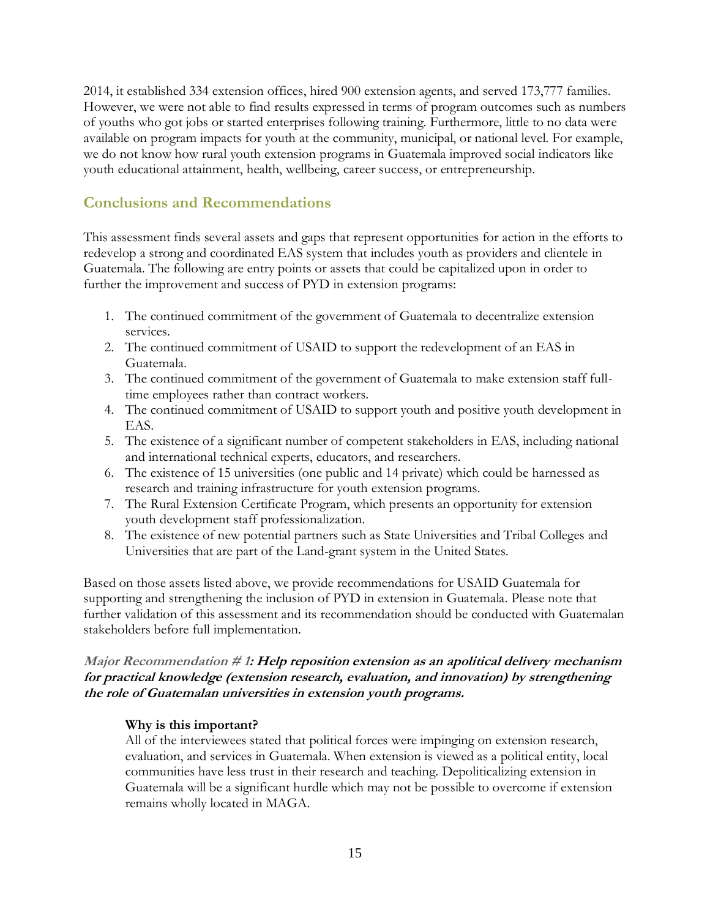2014, it established 334 extension offices, hired 900 extension agents, and served 173,777 families. However, we were not able to find results expressed in terms of program outcomes such as numbers of youths who got jobs or started enterprises following training. Furthermore, little to no data were available on program impacts for youth at the community, municipal, or national level. For example, we do not know how rural youth extension programs in Guatemala improved social indicators like youth educational attainment, health, wellbeing, career success, or entrepreneurship.

## Conclusions and Recommendations

This assessment finds several assets and gaps that represent opportunities for action in the efforts to redevelop a strong and coordinated EAS system that includes youth as providers and clientele in Guatemala. The following are entry points or assets that could be capitalized upon in order to further the improvement and success of PYD in extension programs:

1. The continued commitment of the government of Guatemala to decentralize extension services.
2. The continued commitment of USAID to support the redevelopment of an EAS in Guatemala.
3. The continued commitment of the government of Guatemala to make extension staff full-time employees rather than contract workers.
4. The continued commitment of USAID to support youth and positive youth development in EAS.
5. The existence of a significant number of competent stakeholders in EAS, including national and international technical experts, educators, and researchers.
6. The existence of 15 universities (one public and 14 private) which could be harnessed as research and training infrastructure for youth extension programs.
7. The Rural Extension Certificate Program, which presents an opportunity for extension youth development staff professionalization.
8. The existence of new potential partners such as State Universities and Tribal Colleges and Universities that are part of the Land-grant system in the United States.

Based on those assets listed above, we provide recommendations for USAID Guatemala for supporting and strengthening the inclusion of PYD in extension in Guatemala. Please note that further validation of this assessment and its recommendation should be conducted with Guatemalan stakeholders before full implementation.

***Major Recommendation # 1: Help reposition extension as an apolitical delivery mechanism for practical knowledge (extension research, evaluation, and innovation) by strengthening the role of Guatemalan universities in extension youth programs.***

**Why is this important?**

All of the interviewees stated that political forces were impinging on extension research, evaluation, and services in Guatemala. When extension is viewed as a political entity, local communities have less trust in their research and teaching. Depoliticizing extension in Guatemala will be a significant hurdle which may not be possible to overcome if extension remains wholly located in MAGA.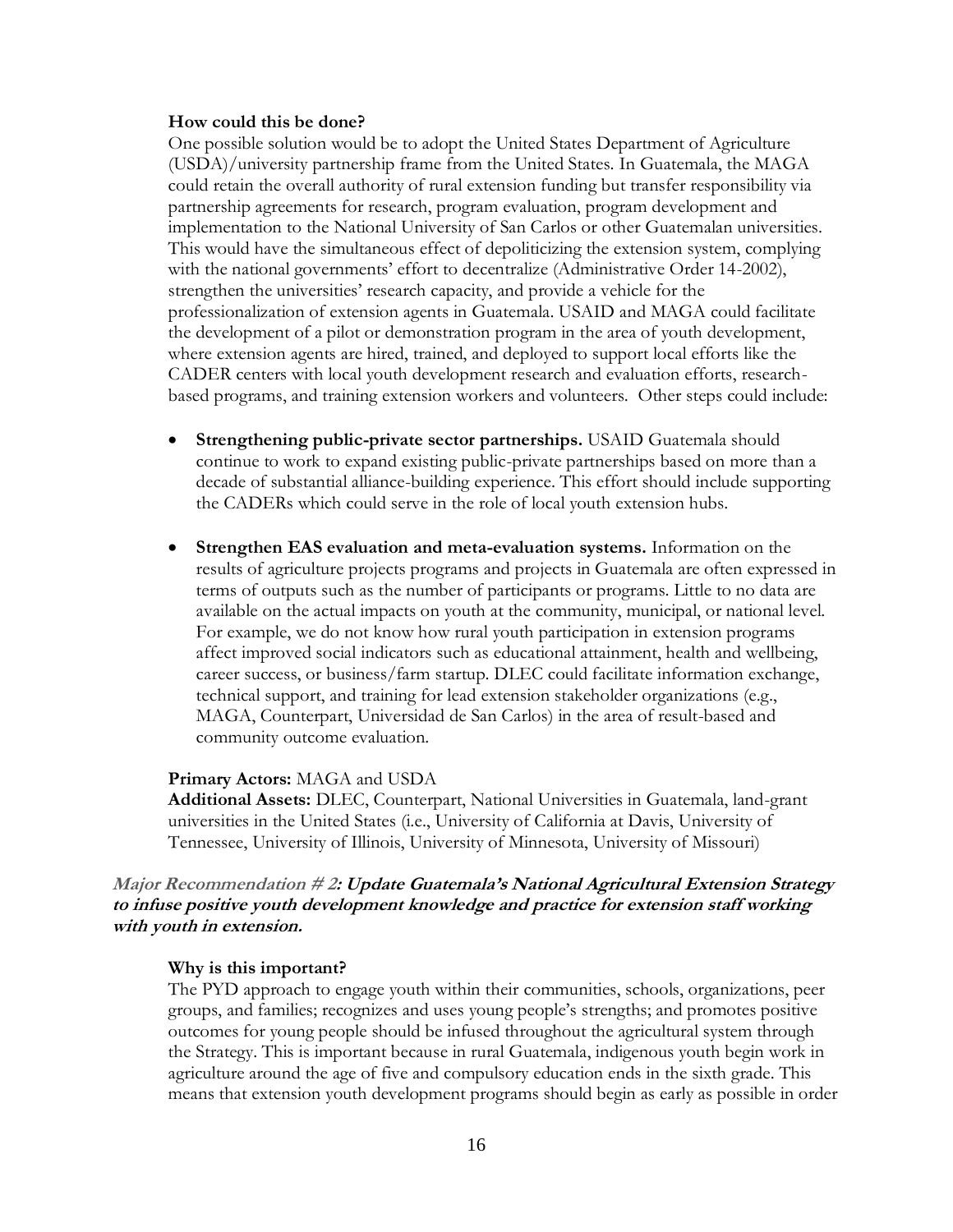**How could this be done?**

One possible solution would be to adopt the United States Department of Agriculture (USDA)/university partnership frame from the United States. In Guatemala, the MAGA could retain the overall authority of rural extension funding but transfer responsibility via partnership agreements for research, program evaluation, program development and implementation to the National University of San Carlos or other Guatemalan universities. This would have the simultaneous effect of depoliticizing the extension system, complying with the national governments' effort to decentralize (Administrative Order 14-2002), strengthen the universities' research capacity, and provide a vehicle for the professionalization of extension agents in Guatemala. USAID and MAGA could facilitate the development of a pilot or demonstration program in the area of youth development, where extension agents are hired, trained, and deployed to support local efforts like the CADER centers with local youth development research and evaluation efforts, research-based programs, and training extension workers and volunteers. Other steps could include:

- **Strengthening public-private sector partnerships.** USAID Guatemala should continue to work to expand existing public-private partnerships based on more than a decade of substantial alliance-building experience. This effort should include supporting the CADERs which could serve in the role of local youth extension hubs.

- **Strengthen EAS evaluation and meta-evaluation systems.** Information on the results of agriculture projects programs and projects in Guatemala are often expressed in terms of outputs such as the number of participants or programs. Little to no data are available on the actual impacts on youth at the community, municipal, or national level. For example, we do not know how rural youth participation in extension programs affect improved social indicators such as educational attainment, health and wellbeing, career success, or business/farm startup. DLEC could facilitate information exchange, technical support, and training for lead extension stakeholder organizations (e.g., MAGA, Counterpart, Universidad de San Carlos) in the area of result-based and community outcome evaluation.

**Primary Actors:** MAGA and USDA
**Additional Assets:** DLEC, Counterpart, National Universities in Guatemala, land-grant universities in the United States (i.e., University of California at Davis, University of Tennessee, University of Illinois, University of Minnesota, University of Missouri)

***Major Recommendation # 2: Update Guatemala's National Agricultural Extension Strategy to infuse positive youth development knowledge and practice for extension staff working with youth in extension.***

**Why is this important?**

The PYD approach to engage youth within their communities, schools, organizations, peer groups, and families; recognizes and uses young people's strengths; and promotes positive outcomes for young people should be infused throughout the agricultural system through the Strategy. This is important because in rural Guatemala, indigenous youth begin work in agriculture around the age of five and compulsory education ends in the sixth grade. This means that extension youth development programs should begin as early as possible in order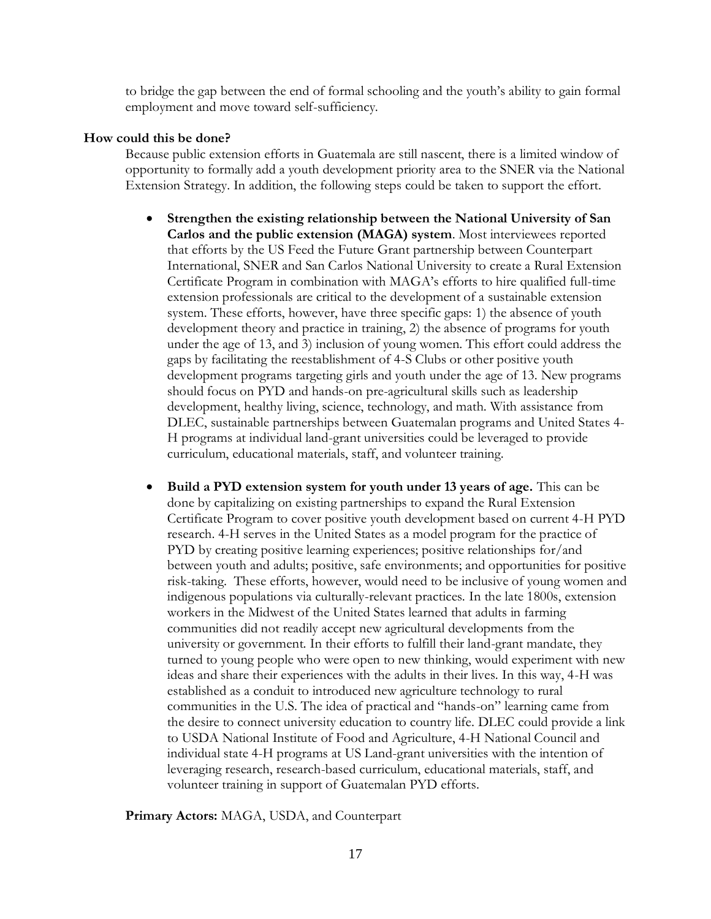to bridge the gap between the end of formal schooling and the youth's ability to gain formal employment and move toward self-sufficiency.

**How could this be done?**

Because public extension efforts in Guatemala are still nascent, there is a limited window of opportunity to formally add a youth development priority area to the SNER via the National Extension Strategy. In addition, the following steps could be taken to support the effort.

- **Strengthen the existing relationship between the National University of San Carlos and the public extension (MAGA) system**. Most interviewees reported that efforts by the US Feed the Future Grant partnership between Counterpart International, SNER and San Carlos National University to create a Rural Extension Certificate Program in combination with MAGA's efforts to hire qualified full-time extension professionals are critical to the development of a sustainable extension system. These efforts, however, have three specific gaps: 1) the absence of youth development theory and practice in training, 2) the absence of programs for youth under the age of 13, and 3) inclusion of young women. This effort could address the gaps by facilitating the reestablishment of 4-S Clubs or other positive youth development programs targeting girls and youth under the age of 13. New programs should focus on PYD and hands-on pre-agricultural skills such as leadership development, healthy living, science, technology, and math. With assistance from DLEC, sustainable partnerships between Guatemalan programs and United States 4-H programs at individual land-grant universities could be leveraged to provide curriculum, educational materials, staff, and volunteer training.

- **Build a PYD extension system for youth under 13 years of age.** This can be done by capitalizing on existing partnerships to expand the Rural Extension Certificate Program to cover positive youth development based on current 4-H PYD research. 4-H serves in the United States as a model program for the practice of PYD by creating positive learning experiences; positive relationships for/and between youth and adults; positive, safe environments; and opportunities for positive risk-taking. These efforts, however, would need to be inclusive of young women and indigenous populations via culturally-relevant practices. In the late 1800s, extension workers in the Midwest of the United States learned that adults in farming communities did not readily accept new agricultural developments from the university or government. In their efforts to fulfill their land-grant mandate, they turned to young people who were open to new thinking, would experiment with new ideas and share their experiences with the adults in their lives. In this way, 4-H was established as a conduit to introduced new agriculture technology to rural communities in the U.S. The idea of practical and "hands-on" learning came from the desire to connect university education to country life. DLEC could provide a link to USDA National Institute of Food and Agriculture, 4-H National Council and individual state 4-H programs at US Land-grant universities with the intention of leveraging research, research-based curriculum, educational materials, staff, and volunteer training in support of Guatemalan PYD efforts.

**Primary Actors:** MAGA, USDA, and Counterpart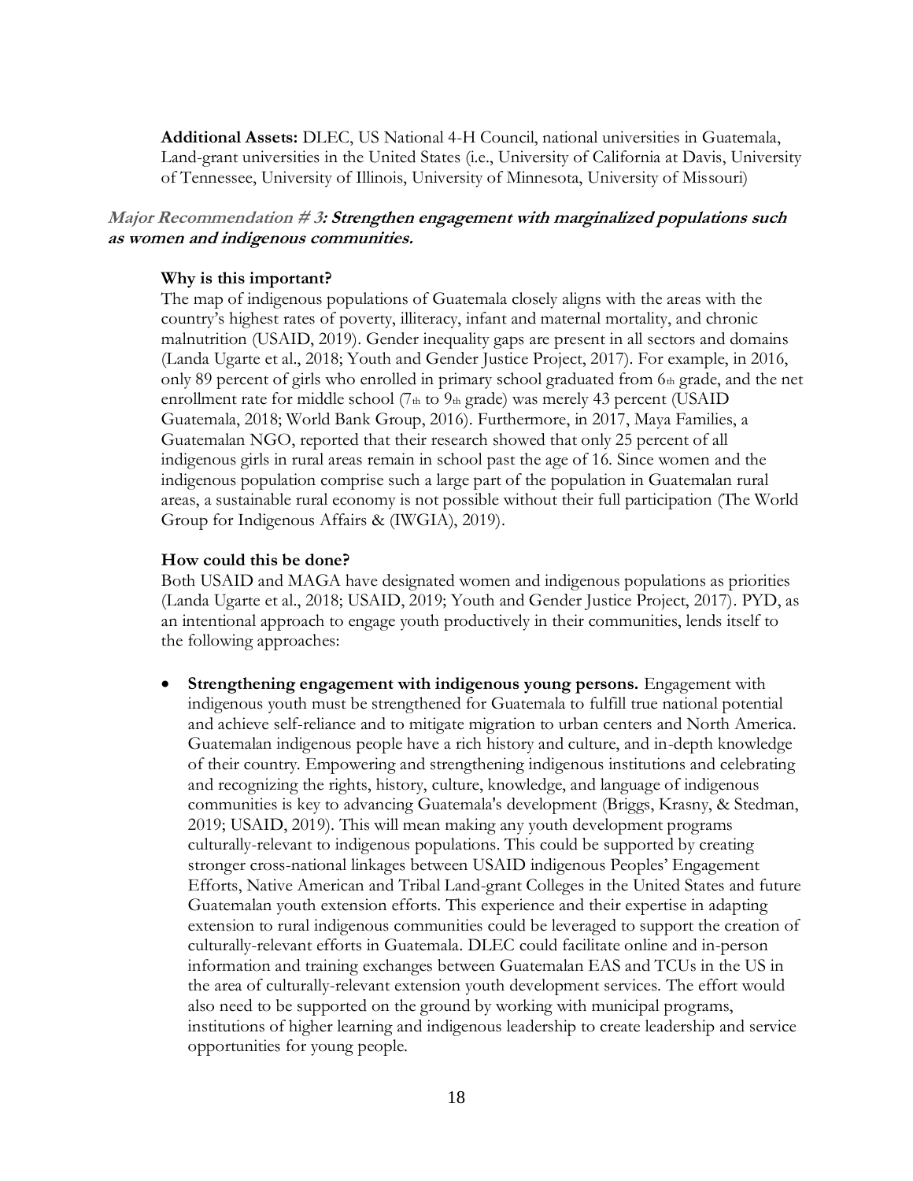**Additional Assets:** DLEC, US National 4-H Council, national universities in Guatemala, Land-grant universities in the United States (i.e., University of California at Davis, University of Tennessee, University of Illinois, University of Minnesota, University of Missouri)

### *Major Recommendation # 3: Strengthen engagement with marginalized populations such as women and indigenous communities.*

**Why is this important?**

The map of indigenous populations of Guatemala closely aligns with the areas with the country's highest rates of poverty, illiteracy, infant and maternal mortality, and chronic malnutrition (USAID, 2019). Gender inequality gaps are present in all sectors and domains (Landa Ugarte et al., 2018; Youth and Gender Justice Project, 2017). For example, in 2016, only 89 percent of girls who enrolled in primary school graduated from 6th grade, and the net enrollment rate for middle school (7th to 9th grade) was merely 43 percent (USAID Guatemala, 2018; World Bank Group, 2016). Furthermore, in 2017, Maya Families, a Guatemalan NGO, reported that their research showed that only 25 percent of all indigenous girls in rural areas remain in school past the age of 16. Since women and the indigenous population comprise such a large part of the population in Guatemalan rural areas, a sustainable rural economy is not possible without their full participation (The World Group for Indigenous Affairs & (IWGIA), 2019).

**How could this be done?**

Both USAID and MAGA have designated women and indigenous populations as priorities (Landa Ugarte et al., 2018; USAID, 2019; Youth and Gender Justice Project, 2017). PYD, as an intentional approach to engage youth productively in their communities, lends itself to the following approaches:

- **Strengthening engagement with indigenous young persons.** Engagement with indigenous youth must be strengthened for Guatemala to fulfill true national potential and achieve self-reliance and to mitigate migration to urban centers and North America. Guatemalan indigenous people have a rich history and culture, and in-depth knowledge of their country. Empowering and strengthening indigenous institutions and celebrating and recognizing the rights, history, culture, knowledge, and language of indigenous communities is key to advancing Guatemala's development (Briggs, Krasny, & Stedman, 2019; USAID, 2019). This will mean making any youth development programs culturally-relevant to indigenous populations. This could be supported by creating stronger cross-national linkages between USAID indigenous Peoples' Engagement Efforts, Native American and Tribal Land-grant Colleges in the United States and future Guatemalan youth extension efforts. This experience and their expertise in adapting extension to rural indigenous communities could be leveraged to support the creation of culturally-relevant efforts in Guatemala. DLEC could facilitate online and in-person information and training exchanges between Guatemalan EAS and TCUs in the US in the area of culturally-relevant extension youth development services. The effort would also need to be supported on the ground by working with municipal programs, institutions of higher learning and indigenous leadership to create leadership and service opportunities for young people.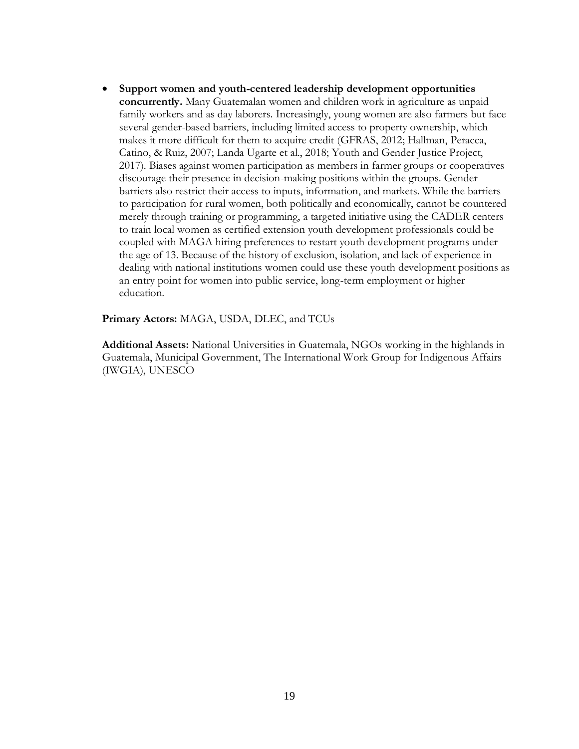- **Support women and youth-centered leadership development opportunities concurrently.** Many Guatemalan women and children work in agriculture as unpaid family workers and as day laborers. Increasingly, young women are also farmers but face several gender-based barriers, including limited access to property ownership, which makes it more difficult for them to acquire credit (GFRAS, 2012; Hallman, Peracca, Catino, & Ruiz, 2007; Landa Ugarte et al., 2018; Youth and Gender Justice Project, 2017). Biases against women participation as members in farmer groups or cooperatives discourage their presence in decision-making positions within the groups. Gender barriers also restrict their access to inputs, information, and markets. While the barriers to participation for rural women, both politically and economically, cannot be countered merely through training or programming, a targeted initiative using the CADER centers to train local women as certified extension youth development professionals could be coupled with MAGA hiring preferences to restart youth development programs under the age of 13. Because of the history of exclusion, isolation, and lack of experience in dealing with national institutions women could use these youth development positions as an entry point for women into public service, long-term employment or higher education.

**Primary Actors:** MAGA, USDA, DLEC, and TCUs

**Additional Assets:** National Universities in Guatemala, NGOs working in the highlands in Guatemala, Municipal Government, The International Work Group for Indigenous Affairs (IWGIA), UNESCO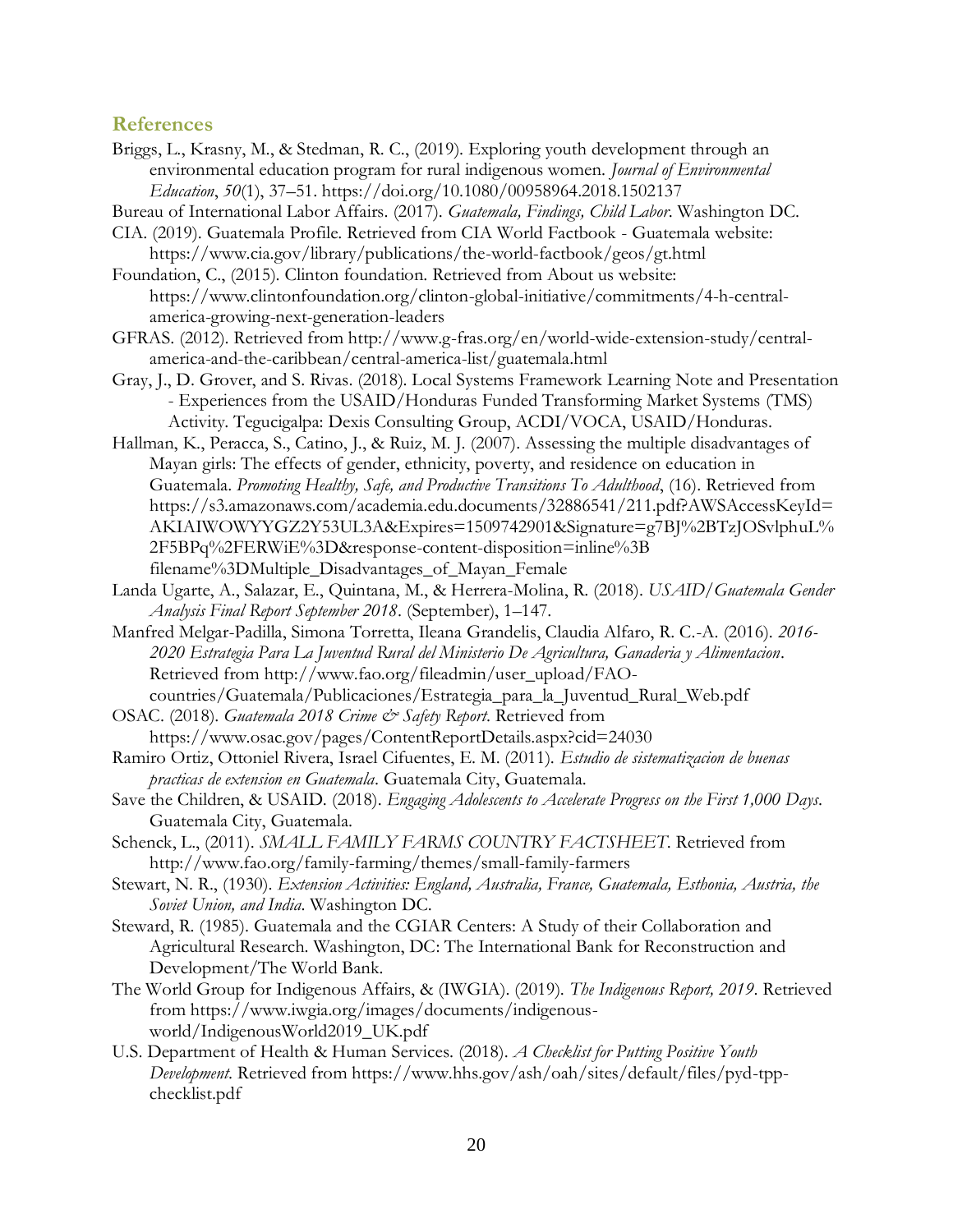## References

Briggs, L., Krasny, M., & Stedman, R. C., (2019). Exploring youth development through an environmental education program for rural indigenous women. *Journal of Environmental Education*, *50*(1), 37–51. https://doi.org/10.1080/00958964.2018.1502137

Bureau of International Labor Affairs. (2017). *Guatemala, Findings, Child Labor*. Washington DC.

CIA. (2019). Guatemala Profile. Retrieved from CIA World Factbook - Guatemala website: https://www.cia.gov/library/publications/the-world-factbook/geos/gt.html

Foundation, C., (2015). Clinton foundation. Retrieved from About us website: https://www.clintonfoundation.org/clinton-global-initiative/commitments/4-h-central-america-growing-next-generation-leaders

GFRAS. (2012). Retrieved from http://www.g-fras.org/en/world-wide-extension-study/central-america-and-the-caribbean/central-america-list/guatemala.html

Gray, J., D. Grover, and S. Rivas. (2018). Local Systems Framework Learning Note and Presentation - Experiences from the USAID/Honduras Funded Transforming Market Systems (TMS) Activity. Tegucigalpa: Dexis Consulting Group, ACDI/VOCA, USAID/Honduras.

Hallman, K., Peracca, S., Catino, J., & Ruiz, M. J. (2007). Assessing the multiple disadvantages of Mayan girls: The effects of gender, ethnicity, poverty, and residence on education in Guatemala. *Promoting Healthy, Safe, and Productive Transitions To Adulthood*, (16). Retrieved from https://s3.amazonaws.com/academia.edu.documents/32886541/211.pdf?AWSAccessKeyId=AKIAIWOWYYGZ2Y53UL3A&Expires=1509742901&Signature=g7BJ%2BTzJOSvlphuL%2F5BPq%2FERWiE%3D&response-content-disposition=inline%3B filename%3DMultiple_Disadvantages_of_Mayan_Female

Landa Ugarte, A., Salazar, E., Quintana, M., & Herrera-Molina, R. (2018). *USAID/Guatemala Gender Analysis Final Report September 2018*. (September), 1–147.

Manfred Melgar-Padilla, Simona Torretta, Ileana Grandelis, Claudia Alfaro, R. C.-A. (2016). *2016-2020 Estrategia Para La Juventud Rural del Ministerio De Agricultura, Ganaderia y Alimentacion*. Retrieved from http://www.fao.org/fileadmin/user_upload/FAO-countries/Guatemala/Publicaciones/Estrategia_para_la_Juventud_Rural_Web.pdf

OSAC. (2018). *Guatemala 2018 Crime & Safety Report*. Retrieved from https://www.osac.gov/pages/ContentReportDetails.aspx?cid=24030

Ramiro Ortiz, Ottoniel Rivera, Israel Cifuentes, E. M. (2011). *Estudio de sistematizacion de buenas practicas de extension en Guatemala*. Guatemala City, Guatemala.

Save the Children, & USAID. (2018). *Engaging Adolescents to Accelerate Progress on the First 1,000 Days*. Guatemala City, Guatemala.

Schenck, L., (2011). *SMALL FAMILY FARMS COUNTRY FACTSHEET*. Retrieved from http://www.fao.org/family-farming/themes/small-family-farmers

Stewart, N. R., (1930). *Extension Activities: England, Australia, France, Guatemala, Esthonia, Austria, the Soviet Union, and India*. Washington DC.

Steward, R. (1985). Guatemala and the CGIAR Centers: A Study of their Collaboration and Agricultural Research. Washington, DC: The International Bank for Reconstruction and Development/The World Bank.

The World Group for Indigenous Affairs, & (IWGIA). (2019). *The Indigenous Report, 2019*. Retrieved from https://www.iwgia.org/images/documents/indigenous-world/IndigenousWorld2019_UK.pdf

U.S. Department of Health & Human Services. (2018). *A Checklist for Putting Positive Youth Development*. Retrieved from https://www.hhs.gov/ash/oah/sites/default/files/pyd-tpp-checklist.pdf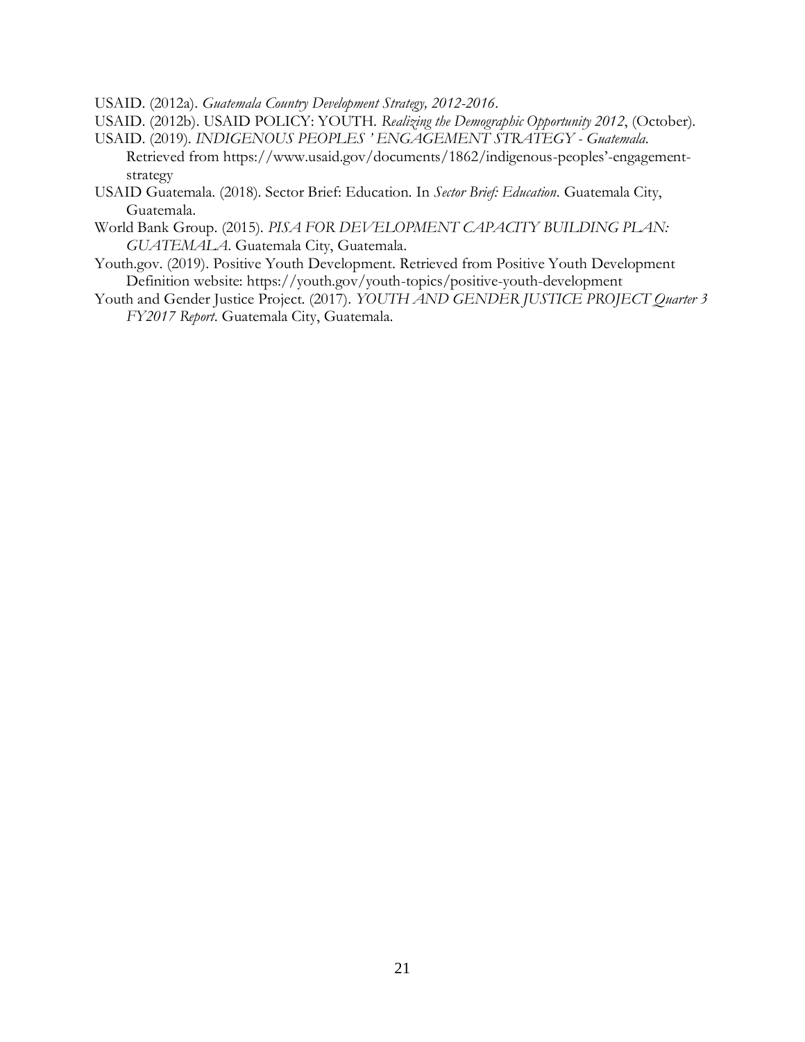USAID. (2012a). *Guatemala Country Development Strategy, 2012-2016*.

USAID. (2012b). USAID POLICY: YOUTH. *Realizing the Demographic Opportunity 2012*, (October).

USAID. (2019). *INDIGENOUS PEOPLES ' ENGAGEMENT STRATEGY - Guatemala*. Retrieved from https://www.usaid.gov/documents/1862/indigenous-peoples'-engagement-strategy

USAID Guatemala. (2018). Sector Brief: Education. In *Sector Brief: Education*. Guatemala City, Guatemala.

World Bank Group. (2015). *PISA FOR DEVELOPMENT CAPACITY BUILDING PLAN: GUATEMALA*. Guatemala City, Guatemala.

Youth.gov. (2019). Positive Youth Development. Retrieved from Positive Youth Development Definition website: https://youth.gov/youth-topics/positive-youth-development

Youth and Gender Justice Project. (2017). *YOUTH AND GENDER JUSTICE PROJECT Quarter 3 FY2017 Report*. Guatemala City, Guatemala.